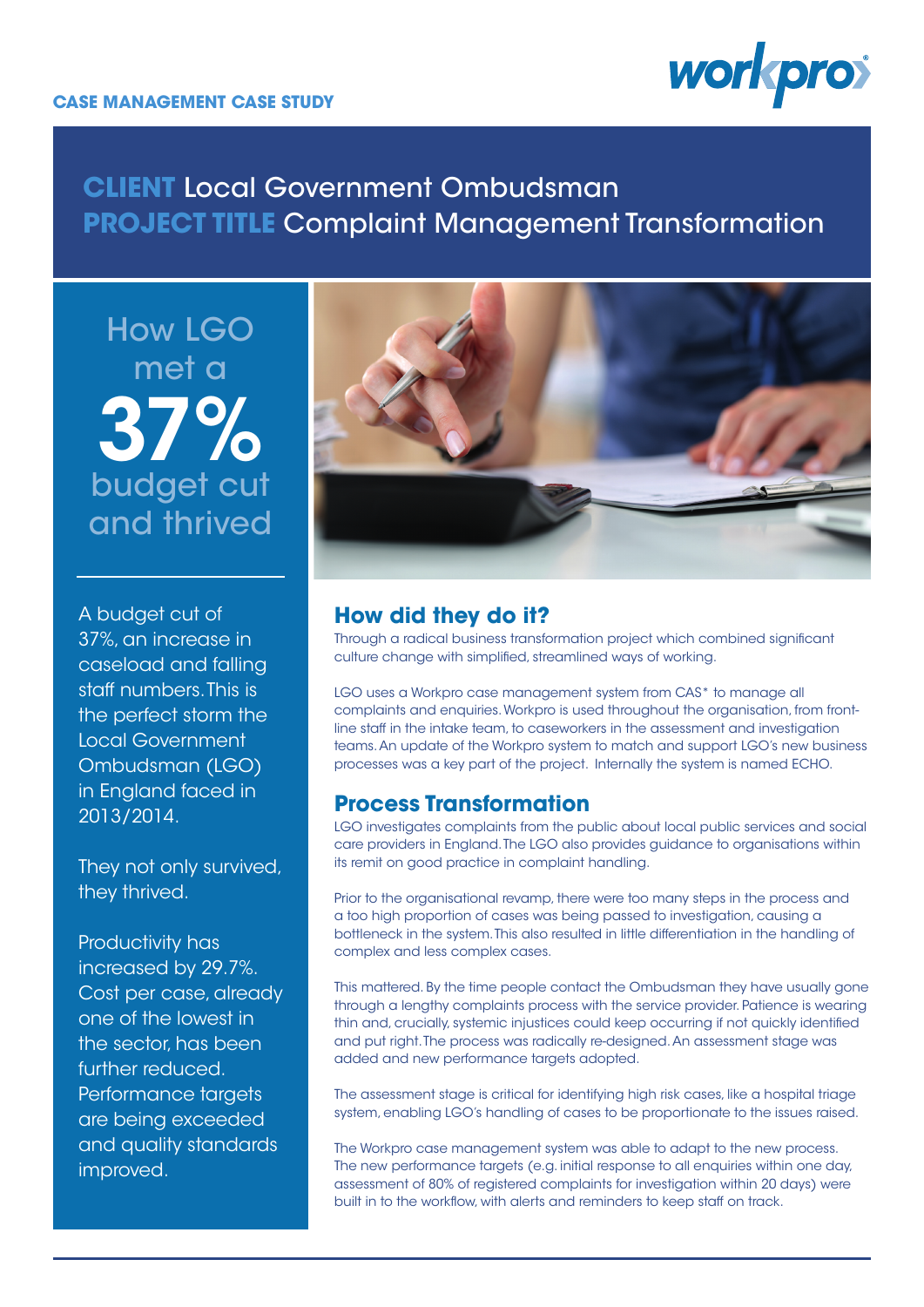**CASE MANAGEMENT CASE STUDY**

workpro

# **CLIENT** Local Government Ombudsman
# **PROJECT TITLE** Complaint Management Transformation

## How LGO met a 37% budget cut and thrived

A budget cut of 37%, an increase in caseload and falling staff numbers. This is the perfect storm the Local Government Ombudsman (LGO) in England faced in 2013/2014.

They not only survived, they thrived.

Productivity has increased by 29.7%. Cost per case, already one of the lowest in the sector, has been further reduced. Performance targets are being exceeded and quality standards improved.

## How did they do it?

Through a radical business transformation project which combined significant culture change with simplified, streamlined ways of working.

LGO uses a Workpro case management system from CAS* to manage all complaints and enquiries. Workpro is used throughout the organisation, from front-line staff in the intake team, to caseworkers in the assessment and investigation teams. An update of the Workpro system to match and support LGO's new business processes was a key part of the project. Internally the system is named ECHO.

## Process Transformation

LGO investigates complaints from the public about local public services and social care providers in England. The LGO also provides guidance to organisations within its remit on good practice in complaint handling.

Prior to the organisational revamp, there were too many steps in the process and a too high proportion of cases was being passed to investigation, causing a bottleneck in the system. This also resulted in little differentiation in the handling of complex and less complex cases.

This mattered. By the time people contact the Ombudsman they have usually gone through a lengthy complaints process with the service provider. Patience is wearing thin and, crucially, systemic injustices could keep occurring if not quickly identified and put right. The process was radically re-designed. An assessment stage was added and new performance targets adopted.

The assessment stage is critical for identifying high risk cases, like a hospital triage system, enabling LGO's handling of cases to be proportionate to the issues raised.

The Workpro case management system was able to adapt to the new process. The new performance targets (e.g. initial response to all enquiries within one day, assessment of 80% of registered complaints for investigation within 20 days) were built in to the workflow, with alerts and reminders to keep staff on track.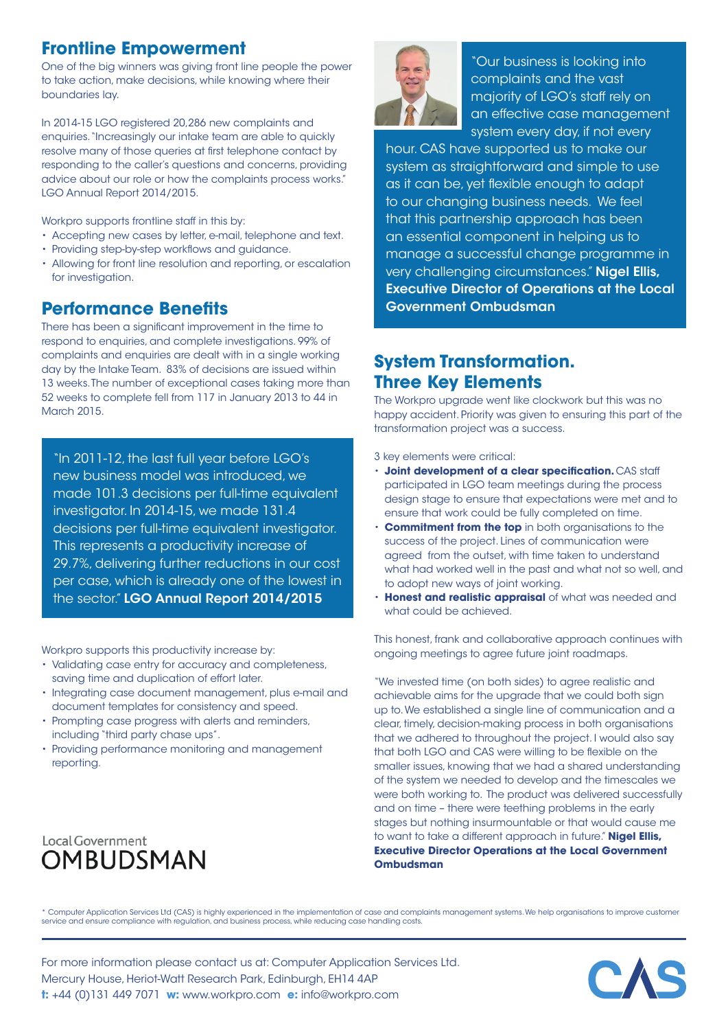## Frontline Empowerment

One of the big winners was giving front line people the power to take action, make decisions, while knowing where their boundaries lay.

In 2014-15 LGO registered 20,286 new complaints and enquiries. "Increasingly our intake team are able to quickly resolve many of those queries at first telephone contact by responding to the caller's questions and concerns, providing advice about our role or how the complaints process works." LGO Annual Report 2014/2015.

Workpro supports frontline staff in this by:

- Accepting new cases by letter, e-mail, telephone and text.
- Providing step-by-step workflows and guidance.
- Allowing for front line resolution and reporting, or escalation for investigation.

## Performance Benefits

There has been a significant improvement in the time to respond to enquiries, and complete investigations. 99% of complaints and enquiries are dealt with in a single working day by the Intake Team. 83% of decisions are issued within 13 weeks. The number of exceptional cases taking more than 52 weeks to complete fell from 117 in January 2013 to 44 in March 2015.

"In 2011-12, the last full year before LGO's new business model was introduced, we made 101.3 decisions per full-time equivalent investigator. In 2014-15, we made 131.4 decisions per full-time equivalent investigator. This represents a productivity increase of 29.7%, delivering further reductions in our cost per case, which is already one of the lowest in the sector." **LGO Annual Report 2014/2015**

Workpro supports this productivity increase by:

- Validating case entry for accuracy and completeness, saving time and duplication of effort later.
- Integrating case document management, plus e-mail and document templates for consistency and speed.
- Prompting case progress with alerts and reminders, including "third party chase ups".
- Providing performance monitoring and management reporting.

Local Government
OMBUDSMAN

"Our business is looking into complaints and the vast majority of LGO's staff rely on an effective case management system every day, if not every hour. CAS have supported us to make our system as straightforward and simple to use as it can be, yet flexible enough to adapt to our changing business needs. We feel that this partnership approach has been an essential component in helping us to manage a successful change programme in very challenging circumstances." **Nigel Ellis, Executive Director of Operations at the Local Government Ombudsman**

## System Transformation. Three Key Elements

The Workpro upgrade went like clockwork but this was no happy accident. Priority was given to ensuring this part of the transformation project was a success.

3 key elements were critical:

- **Joint development of a clear specification.** CAS staff participated in LGO team meetings during the process design stage to ensure that expectations were met and to ensure that work could be fully completed on time.
- **Commitment from the top** in both organisations to the success of the project. Lines of communication were agreed from the outset, with time taken to understand what had worked well in the past and what not so well, and to adopt new ways of joint working.
- **Honest and realistic appraisal** of what was needed and what could be achieved.

This honest, frank and collaborative approach continues with ongoing meetings to agree future joint roadmaps.

"We invested time (on both sides) to agree realistic and achievable aims for the upgrade that we could both sign up to. We established a single line of communication and a clear, timely, decision-making process in both organisations that we adhered to throughout the project. I would also say that both LGO and CAS were willing to be flexible on the smaller issues, knowing that we had a shared understanding of the system we needed to develop and the timescales we were both working to. The product was delivered successfully and on time – there were teething problems in the early stages but nothing insurmountable or that would cause me to want to take a different approach in future." **Nigel Ellis, Executive Director Operations at the Local Government Ombudsman**

* Computer Application Services Ltd (CAS) is highly experienced in the implementation of case and complaints management systems. We help organisations to improve customer service and ensure compliance with regulation, and business process, while reducing case handling costs.

For more information please contact us at: Computer Application Services Ltd.
Mercury House, Heriot-Watt Research Park, Edinburgh, EH14 4AP
**t:** +44 (0)131 449 7071 **w:** www.workpro.com **e:** info@workpro.com

CAS